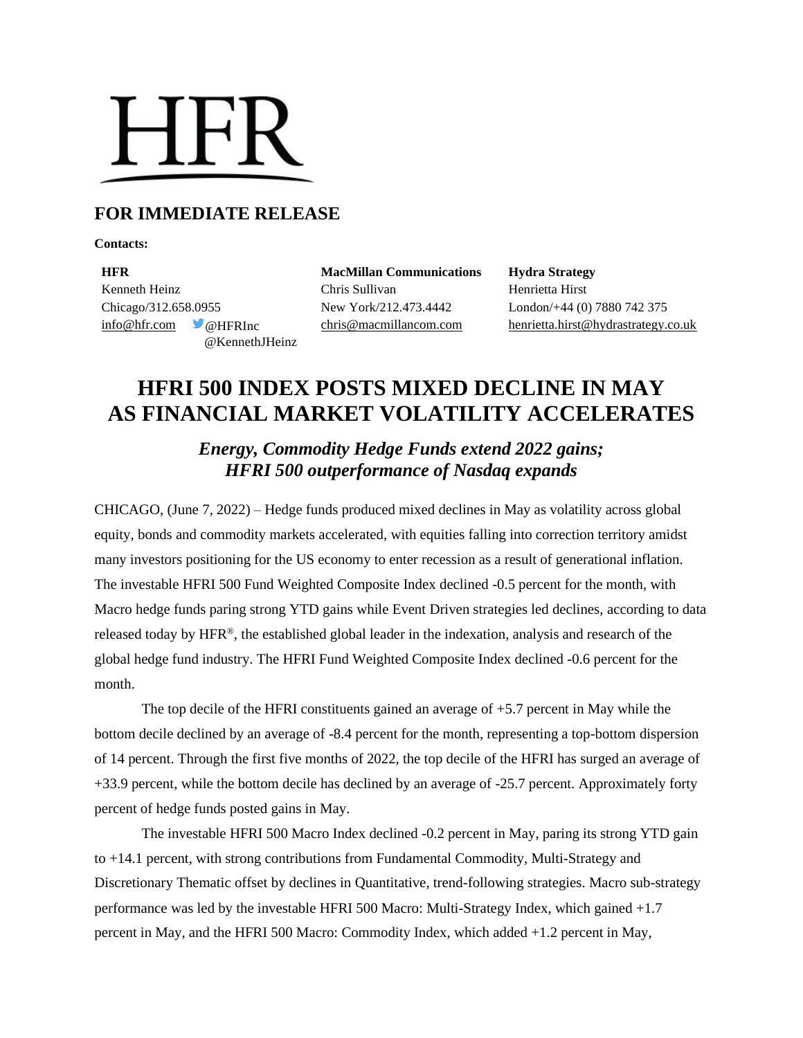HFR

## FOR IMMEDIATE RELEASE

**Contacts:**

**HFR**
Kenneth Heinz
Chicago/312.658.0955
info@hfr.com @HFRInc
@KennethJHeinz

**MacMillan Communications**
Chris Sullivan
New York/212.473.4442
chris@macmillancom.com

**Hydra Strategy**
Henrietta Hirst
London/+44 (0) 7880 742 375
henrietta.hirst@hydrastrategy.co.uk

# HFRI 500 INDEX POSTS MIXED DECLINE IN MAY AS FINANCIAL MARKET VOLATILITY ACCELERATES

### *Energy, Commodity Hedge Funds extend 2022 gains; HFRI 500 outperformance of Nasdaq expands*

CHICAGO, (June 7, 2022) – Hedge funds produced mixed declines in May as volatility across global equity, bonds and commodity markets accelerated, with equities falling into correction territory amidst many investors positioning for the US economy to enter recession as a result of generational inflation. The investable HFRI 500 Fund Weighted Composite Index declined -0.5 percent for the month, with Macro hedge funds paring strong YTD gains while Event Driven strategies led declines, according to data released today by HFR®, the established global leader in the indexation, analysis and research of the global hedge fund industry. The HFRI Fund Weighted Composite Index declined -0.6 percent for the month.

The top decile of the HFRI constituents gained an average of +5.7 percent in May while the bottom decile declined by an average of -8.4 percent for the month, representing a top-bottom dispersion of 14 percent. Through the first five months of 2022, the top decile of the HFRI has surged an average of +33.9 percent, while the bottom decile has declined by an average of -25.7 percent. Approximately forty percent of hedge funds posted gains in May.

The investable HFRI 500 Macro Index declined -0.2 percent in May, paring its strong YTD gain to +14.1 percent, with strong contributions from Fundamental Commodity, Multi-Strategy and Discretionary Thematic offset by declines in Quantitative, trend-following strategies. Macro sub-strategy performance was led by the investable HFRI 500 Macro: Multi-Strategy Index, which gained +1.7 percent in May, and the HFRI 500 Macro: Commodity Index, which added +1.2 percent in May,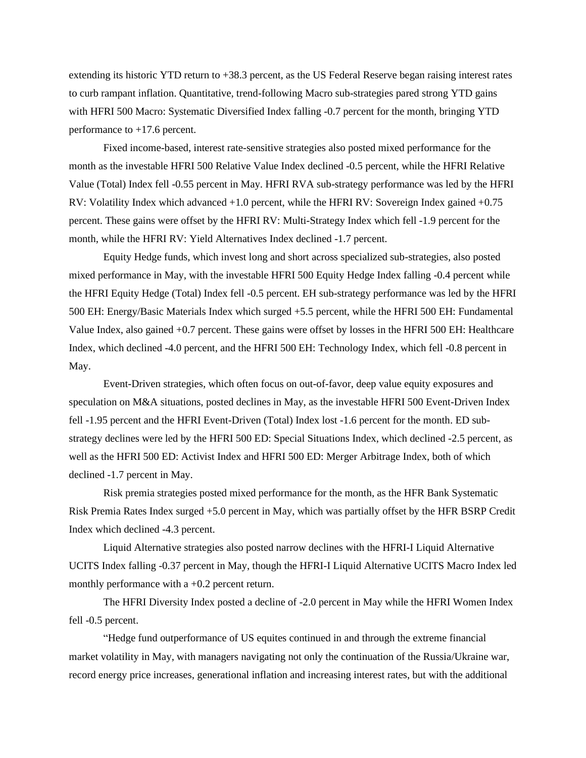extending its historic YTD return to +38.3 percent, as the US Federal Reserve began raising interest rates to curb rampant inflation. Quantitative, trend-following Macro sub-strategies pared strong YTD gains with HFRI 500 Macro: Systematic Diversified Index falling -0.7 percent for the month, bringing YTD performance to +17.6 percent.

Fixed income-based, interest rate-sensitive strategies also posted mixed performance for the month as the investable HFRI 500 Relative Value Index declined -0.5 percent, while the HFRI Relative Value (Total) Index fell -0.55 percent in May. HFRI RVA sub-strategy performance was led by the HFRI RV: Volatility Index which advanced +1.0 percent, while the HFRI RV: Sovereign Index gained +0.75 percent. These gains were offset by the HFRI RV: Multi-Strategy Index which fell -1.9 percent for the month, while the HFRI RV: Yield Alternatives Index declined -1.7 percent.

Equity Hedge funds, which invest long and short across specialized sub-strategies, also posted mixed performance in May, with the investable HFRI 500 Equity Hedge Index falling -0.4 percent while the HFRI Equity Hedge (Total) Index fell -0.5 percent. EH sub-strategy performance was led by the HFRI 500 EH: Energy/Basic Materials Index which surged +5.5 percent, while the HFRI 500 EH: Fundamental Value Index, also gained +0.7 percent. These gains were offset by losses in the HFRI 500 EH: Healthcare Index, which declined -4.0 percent, and the HFRI 500 EH: Technology Index, which fell -0.8 percent in May.

Event-Driven strategies, which often focus on out-of-favor, deep value equity exposures and speculation on M&A situations, posted declines in May, as the investable HFRI 500 Event-Driven Index fell -1.95 percent and the HFRI Event-Driven (Total) Index lost -1.6 percent for the month. ED sub-strategy declines were led by the HFRI 500 ED: Special Situations Index, which declined -2.5 percent, as well as the HFRI 500 ED: Activist Index and HFRI 500 ED: Merger Arbitrage Index, both of which declined -1.7 percent in May.

Risk premia strategies posted mixed performance for the month, as the HFR Bank Systematic Risk Premia Rates Index surged +5.0 percent in May, which was partially offset by the HFR BSRP Credit Index which declined -4.3 percent.

Liquid Alternative strategies also posted narrow declines with the HFRI-I Liquid Alternative UCITS Index falling -0.37 percent in May, though the HFRI-I Liquid Alternative UCITS Macro Index led monthly performance with a +0.2 percent return.

The HFRI Diversity Index posted a decline of -2.0 percent in May while the HFRI Women Index fell -0.5 percent.

"Hedge fund outperformance of US equites continued in and through the extreme financial market volatility in May, with managers navigating not only the continuation of the Russia/Ukraine war, record energy price increases, generational inflation and increasing interest rates, but with the additional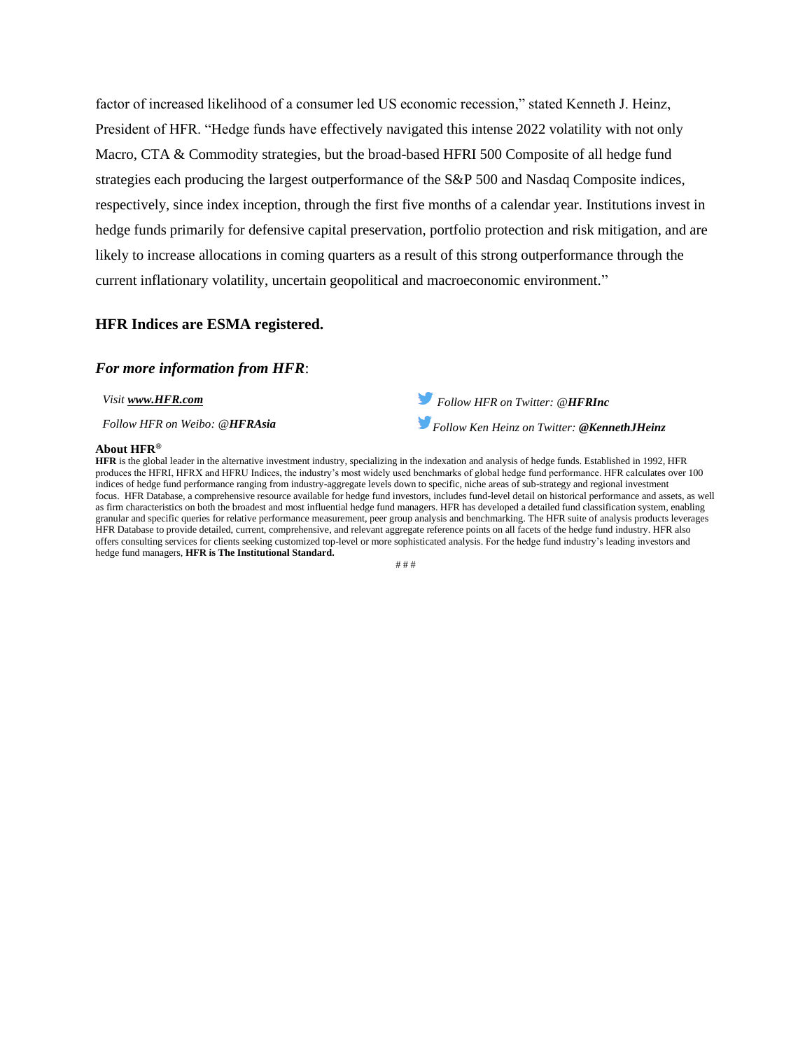factor of increased likelihood of a consumer led US economic recession," stated Kenneth J. Heinz, President of HFR. "Hedge funds have effectively navigated this intense 2022 volatility with not only Macro, CTA & Commodity strategies, but the broad-based HFRI 500 Composite of all hedge fund strategies each producing the largest outperformance of the S&P 500 and Nasdaq Composite indices, respectively, since index inception, through the first five months of a calendar year. Institutions invest in hedge funds primarily for defensive capital preservation, portfolio protection and risk mitigation, and are likely to increase allocations in coming quarters as a result of this strong outperformance through the current inflationary volatility, uncertain geopolitical and macroeconomic environment."

**HFR Indices are ESMA registered.**

***For more information from HFR***:

*Visit* ***www.HFR.com***

*Follow HFR on Twitter: @**HFRInc***

*Follow HFR on Weibo: @**HFRAsia***

*Follow Ken Heinz on Twitter:* ***@KennethJHeinz***

**About HFR®**

**HFR** is the global leader in the alternative investment industry, specializing in the indexation and analysis of hedge funds. Established in 1992, HFR produces the HFRI, HFRX and HFRU Indices, the industry's most widely used benchmarks of global hedge fund performance. HFR calculates over 100 indices of hedge fund performance ranging from industry-aggregate levels down to specific, niche areas of sub-strategy and regional investment focus. HFR Database, a comprehensive resource available for hedge fund investors, includes fund-level detail on historical performance and assets, as well as firm characteristics on both the broadest and most influential hedge fund managers. HFR has developed a detailed fund classification system, enabling granular and specific queries for relative performance measurement, peer group analysis and benchmarking. The HFR suite of analysis products leverages HFR Database to provide detailed, current, comprehensive, and relevant aggregate reference points on all facets of the hedge fund industry. HFR also offers consulting services for clients seeking customized top-level or more sophisticated analysis. For the hedge fund industry's leading investors and hedge fund managers, **HFR is The Institutional Standard.**

# # #